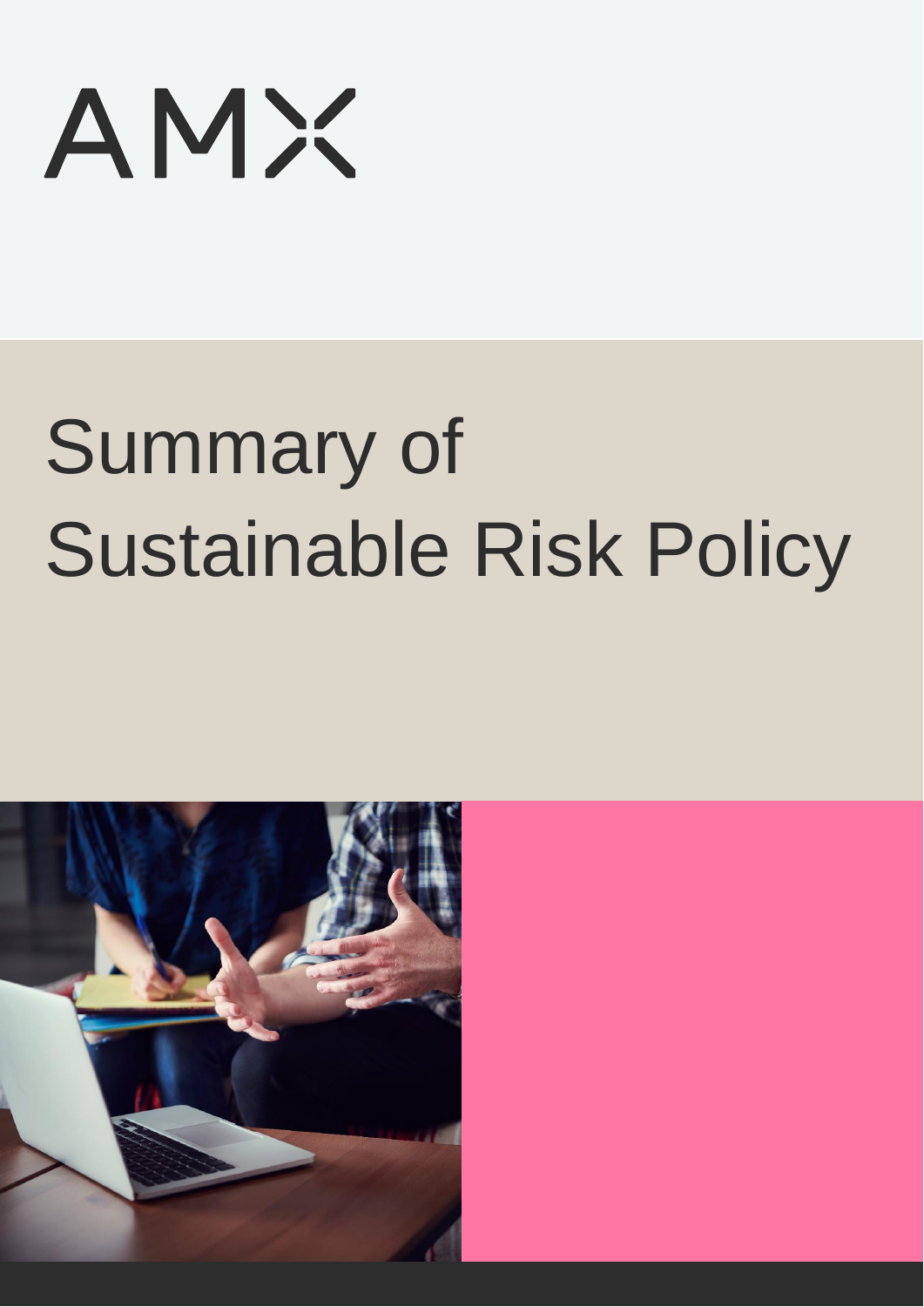AMX

# Summary of Sustainable Risk Policy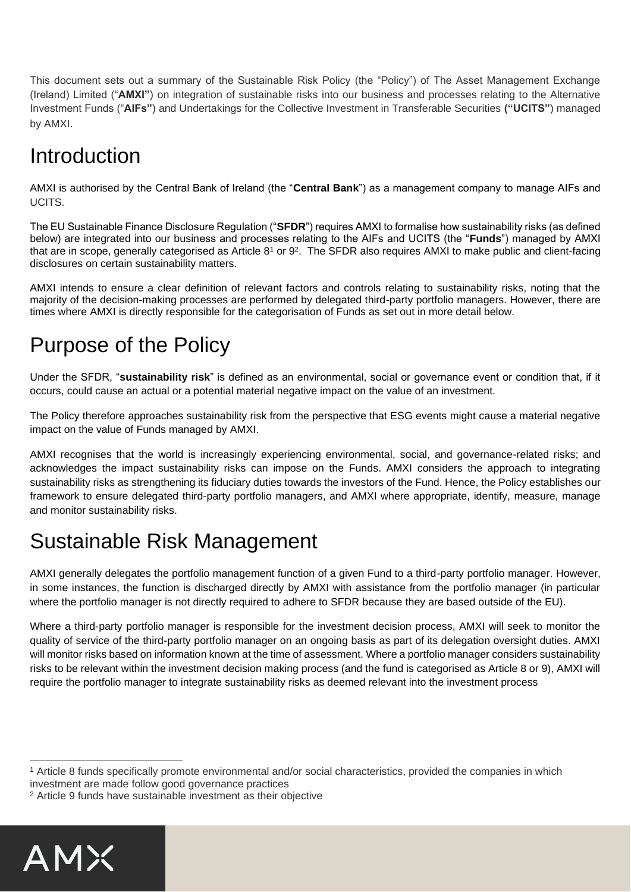This document sets out a summary of the Sustainable Risk Policy (the "Policy") of The Asset Management Exchange (Ireland) Limited ("**AMXI"**) on integration of sustainable risks into our business and processes relating to the Alternative Investment Funds ("**AIFs"**) and Undertakings for the Collective Investment in Transferable Securities **("UCITS"**) managed by AMXI.

# Introduction

AMXI is authorised by the Central Bank of Ireland (the "**Central Bank**") as a management company to manage AIFs and UCITS.

The EU Sustainable Finance Disclosure Regulation ("**SFDR**") requires AMXI to formalise how sustainability risks (as defined below) are integrated into our business and processes relating to the AIFs and UCITS (the "**Funds**") managed by AMXI that are in scope, generally categorised as Article 8[1] or 9[2]. The SFDR also requires AMXI to make public and client-facing disclosures on certain sustainability matters.

AMXI intends to ensure a clear definition of relevant factors and controls relating to sustainability risks, noting that the majority of the decision-making processes are performed by delegated third-party portfolio managers. However, there are times where AMXI is directly responsible for the categorisation of Funds as set out in more detail below.

# Purpose of the Policy

Under the SFDR, "**sustainability risk**" is defined as an environmental, social or governance event or condition that, if it occurs, could cause an actual or a potential material negative impact on the value of an investment.

The Policy therefore approaches sustainability risk from the perspective that ESG events might cause a material negative impact on the value of Funds managed by AMXI.

AMXI recognises that the world is increasingly experiencing environmental, social, and governance-related risks; and acknowledges the impact sustainability risks can impose on the Funds. AMXI considers the approach to integrating sustainability risks as strengthening its fiduciary duties towards the investors of the Fund. Hence, the Policy establishes our framework to ensure delegated third-party portfolio managers, and AMXI where appropriate, identify, measure, manage and monitor sustainability risks.

# Sustainable Risk Management

AMXI generally delegates the portfolio management function of a given Fund to a third-party portfolio manager. However, in some instances, the function is discharged directly by AMXI with assistance from the portfolio manager (in particular where the portfolio manager is not directly required to adhere to SFDR because they are based outside of the EU).

Where a third-party portfolio manager is responsible for the investment decision process, AMXI will seek to monitor the quality of service of the third-party portfolio manager on an ongoing basis as part of its delegation oversight duties. AMXI will monitor risks based on information known at the time of assessment. Where a portfolio manager considers sustainability risks to be relevant within the investment decision making process (and the fund is categorised as Article 8 or 9), AMXI will require the portfolio manager to integrate sustainability risks as deemed relevant into the investment process

---

[1] Article 8 funds specifically promote environmental and/or social characteristics, provided the companies in which investment are made follow good governance practices

[2] Article 9 funds have sustainable investment as their objective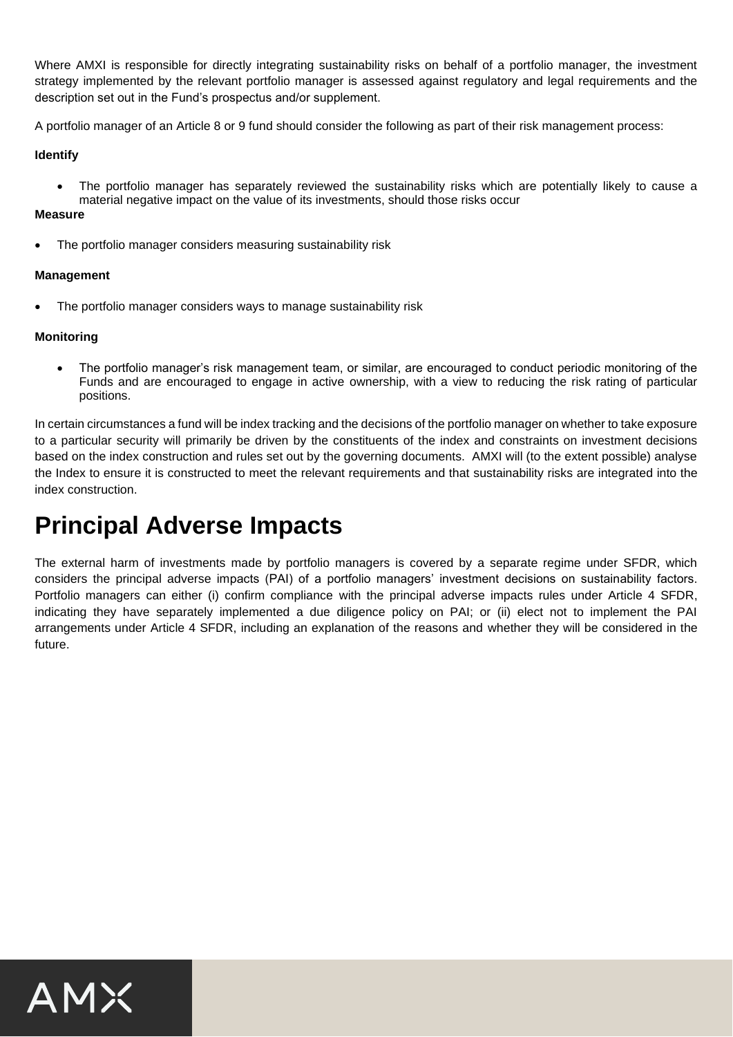Where AMXI is responsible for directly integrating sustainability risks on behalf of a portfolio manager, the investment strategy implemented by the relevant portfolio manager is assessed against regulatory and legal requirements and the description set out in the Fund's prospectus and/or supplement.

A portfolio manager of an Article 8 or 9 fund should consider the following as part of their risk management process:

**Identify**

- The portfolio manager has separately reviewed the sustainability risks which are potentially likely to cause a material negative impact on the value of its investments, should those risks occur

**Measure**

- The portfolio manager considers measuring sustainability risk

**Management**

- The portfolio manager considers ways to manage sustainability risk

**Monitoring**

- The portfolio manager's risk management team, or similar, are encouraged to conduct periodic monitoring of the Funds and are encouraged to engage in active ownership, with a view to reducing the risk rating of particular positions.

In certain circumstances a fund will be index tracking and the decisions of the portfolio manager on whether to take exposure to a particular security will primarily be driven by the constituents of the index and constraints on investment decisions based on the index construction and rules set out by the governing documents. AMXI will (to the extent possible) analyse the Index to ensure it is constructed to meet the relevant requirements and that sustainability risks are integrated into the index construction.

# Principal Adverse Impacts

The external harm of investments made by portfolio managers is covered by a separate regime under SFDR, which considers the principal adverse impacts (PAI) of a portfolio managers' investment decisions on sustainability factors. Portfolio managers can either (i) confirm compliance with the principal adverse impacts rules under Article 4 SFDR, indicating they have separately implemented a due diligence policy on PAI; or (ii) elect not to implement the PAI arrangements under Article 4 SFDR, including an explanation of the reasons and whether they will be considered in the future.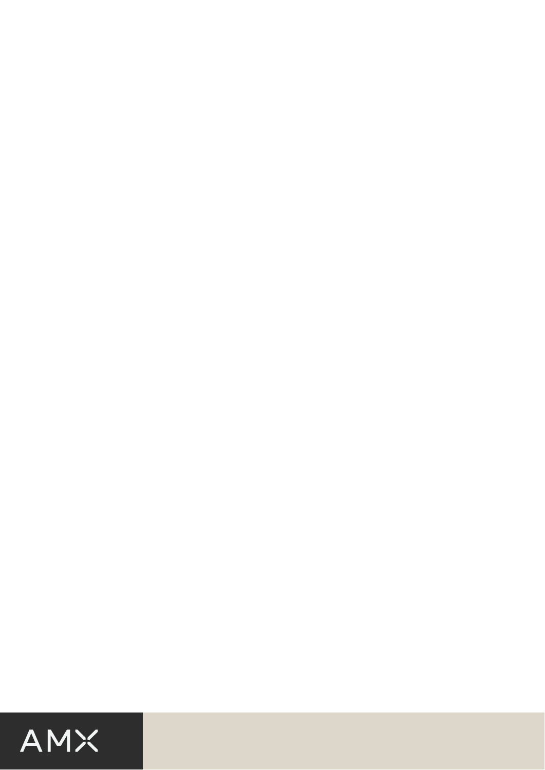AMX